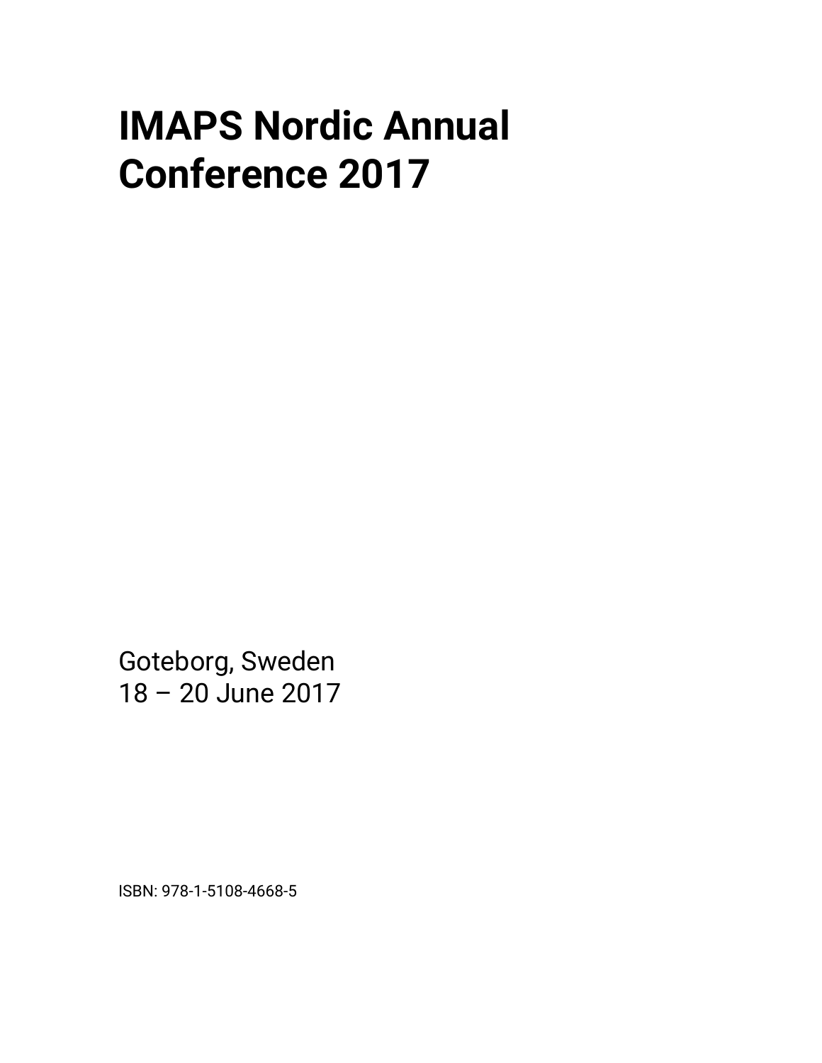# IMAPS Nordic Annual Conference 2017

Goteborg, Sweden
18 – 20 June 2017

ISBN: 978-1-5108-4668-5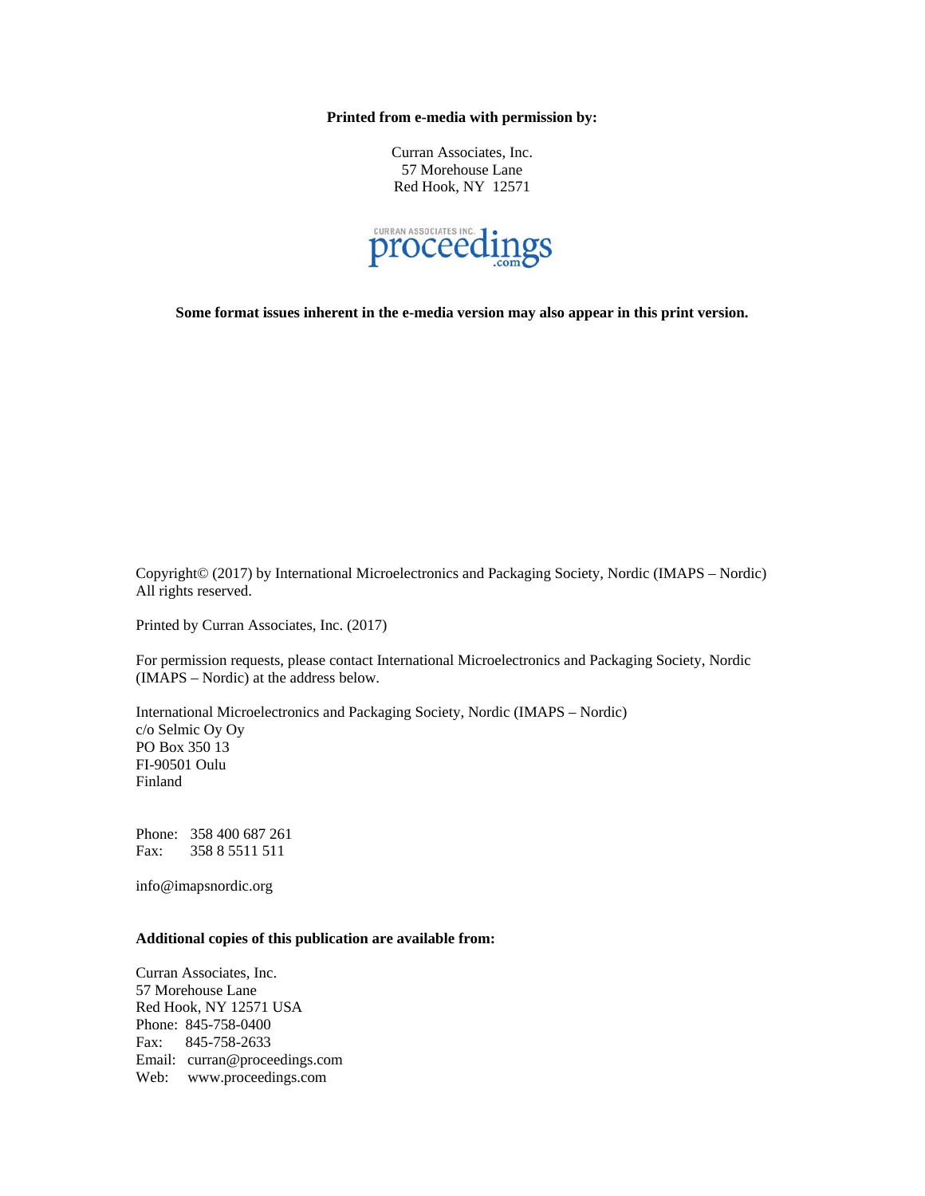**Printed from e-media with permission by:**

Curran Associates, Inc.
57 Morehouse Lane
Red Hook, NY 12571

**Some format issues inherent in the e-media version may also appear in this print version.**

Copyright© (2017) by International Microelectronics and Packaging Society, Nordic (IMAPS – Nordic)
All rights reserved.

Printed by Curran Associates, Inc. (2017)

For permission requests, please contact International Microelectronics and Packaging Society, Nordic (IMAPS – Nordic) at the address below.

International Microelectronics and Packaging Society, Nordic (IMAPS – Nordic)
c/o Selmic Oy Oy
PO Box 350 13
FI-90501 Oulu
Finland

Phone: 358 400 687 261
Fax: 358 8 5511 511

info@imapsnordic.org

**Additional copies of this publication are available from:**

Curran Associates, Inc.
57 Morehouse Lane
Red Hook, NY 12571 USA
Phone: 845-758-0400
Fax: 845-758-2633
Email: curran@proceedings.com
Web: www.proceedings.com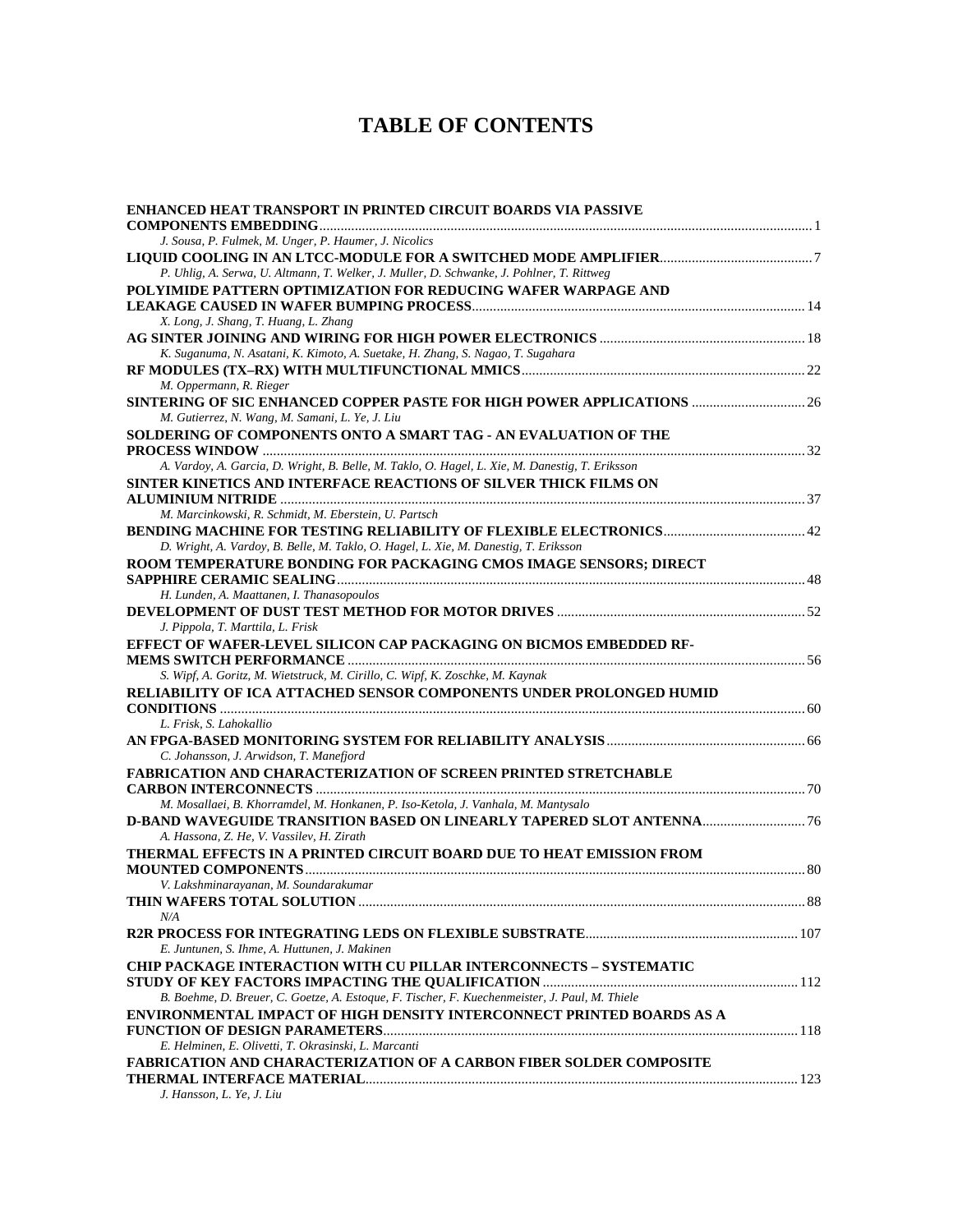# TABLE OF CONTENTS

**ENHANCED HEAT TRANSPORT IN PRINTED CIRCUIT BOARDS VIA PASSIVE COMPONENTS EMBEDDING** ........ 1
*J. Sousa, P. Fulmek, M. Unger, P. Haumer, J. Nicolics*

**LIQUID COOLING IN AN LTCC-MODULE FOR A SWITCHED MODE AMPLIFIER** ........ 7
*P. Uhlig, A. Serwa, U. Altmann, T. Welker, J. Muller, D. Schwanke, J. Pohlner, T. Rittweg*

**POLYIMIDE PATTERN OPTIMIZATION FOR REDUCING WAFER WARPAGE AND LEAKAGE CAUSED IN WAFER BUMPING PROCESS** ........ 14
*X. Long, J. Shang, T. Huang, L. Zhang*

**AG SINTER JOINING AND WIRING FOR HIGH POWER ELECTRONICS** ........ 18
*K. Suganuma, N. Asatani, K. Kimoto, A. Suetake, H. Zhang, S. Nagao, T. Sugahara*

**RF MODULES (TX–RX) WITH MULTIFUNCTIONAL MMICS** ........ 22
*M. Oppermann, R. Rieger*

**SINTERING OF SIC ENHANCED COPPER PASTE FOR HIGH POWER APPLICATIONS** ........ 26
*M. Gutierrez, N. Wang, M. Samani, L. Ye, J. Liu*

**SOLDERING OF COMPONENTS ONTO A SMART TAG - AN EVALUATION OF THE PROCESS WINDOW** ........ 32
*A. Vardoy, A. Garcia, D. Wright, B. Belle, M. Taklo, O. Hagel, L. Xie, M. Danestig, T. Eriksson*

**SINTER KINETICS AND INTERFACE REACTIONS OF SILVER THICK FILMS ON ALUMINIUM NITRIDE** ........ 37
*M. Marcinkowski, R. Schmidt, M. Eberstein, U. Partsch*

**BENDING MACHINE FOR TESTING RELIABILITY OF FLEXIBLE ELECTRONICS** ........ 42
*D. Wright, A. Vardoy, B. Belle, M. Taklo, O. Hagel, L. Xie, M. Danestig, T. Eriksson*

**ROOM TEMPERATURE BONDING FOR PACKAGING CMOS IMAGE SENSORS; DIRECT SAPPHIRE CERAMIC SEALING** ........ 48
*H. Lunden, A. Maattanen, I. Thanasopoulos*

**DEVELOPMENT OF DUST TEST METHOD FOR MOTOR DRIVES** ........ 52
*J. Pippola, T. Marttila, L. Frisk*

**EFFECT OF WAFER-LEVEL SILICON CAP PACKAGING ON BICMOS EMBEDDED RF-MEMS SWITCH PERFORMANCE** ........ 56
*S. Wipf, A. Goritz, M. Wietstruck, M. Cirillo, C. Wipf, K. Zoschke, M. Kaynak*

**RELIABILITY OF ICA ATTACHED SENSOR COMPONENTS UNDER PROLONGED HUMID CONDITIONS** ........ 60
*L. Frisk, S. Lahokallio*

**AN FPGA-BASED MONITORING SYSTEM FOR RELIABILITY ANALYSIS** ........ 66
*C. Johansson, J. Arwidson, T. Manefjord*

**FABRICATION AND CHARACTERIZATION OF SCREEN PRINTED STRETCHABLE CARBON INTERCONNECTS** ........ 70
*M. Mosallaei, B. Khorramdel, M. Honkanen, P. Iso-Ketola, J. Vanhala, M. Mantysalo*

**D-BAND WAVEGUIDE TRANSITION BASED ON LINEARLY TAPERED SLOT ANTENNA** ........ 76
*A. Hassona, Z. He, V. Vassilev, H. Zirath*

**THERMAL EFFECTS IN A PRINTED CIRCUIT BOARD DUE TO HEAT EMISSION FROM MOUNTED COMPONENTS** ........ 80
*V. Lakshminarayanan, M. Soundarakumar*

**THIN WAFERS TOTAL SOLUTION** ........ 88
*N/A*

**R2R PROCESS FOR INTEGRATING LEDS ON FLEXIBLE SUBSTRATE** ........ 107
*E. Juntunen, S. Ihme, A. Huttunen, J. Makinen*

**CHIP PACKAGE INTERACTION WITH CU PILLAR INTERCONNECTS – SYSTEMATIC STUDY OF KEY FACTORS IMPACTING THE QUALIFICATION** ........ 112
*B. Boehme, D. Breuer, C. Goetze, A. Estoque, F. Tischer, F. Kuechenmeister, J. Paul, M. Thiele*

**ENVIRONMENTAL IMPACT OF HIGH DENSITY INTERCONNECT PRINTED BOARDS AS A FUNCTION OF DESIGN PARAMETERS** ........ 118
*E. Helminen, E. Olivetti, T. Okrasinski, L. Marcanti*

**FABRICATION AND CHARACTERIZATION OF A CARBON FIBER SOLDER COMPOSITE THERMAL INTERFACE MATERIAL** ........ 123
*J. Hansson, L. Ye, J. Liu*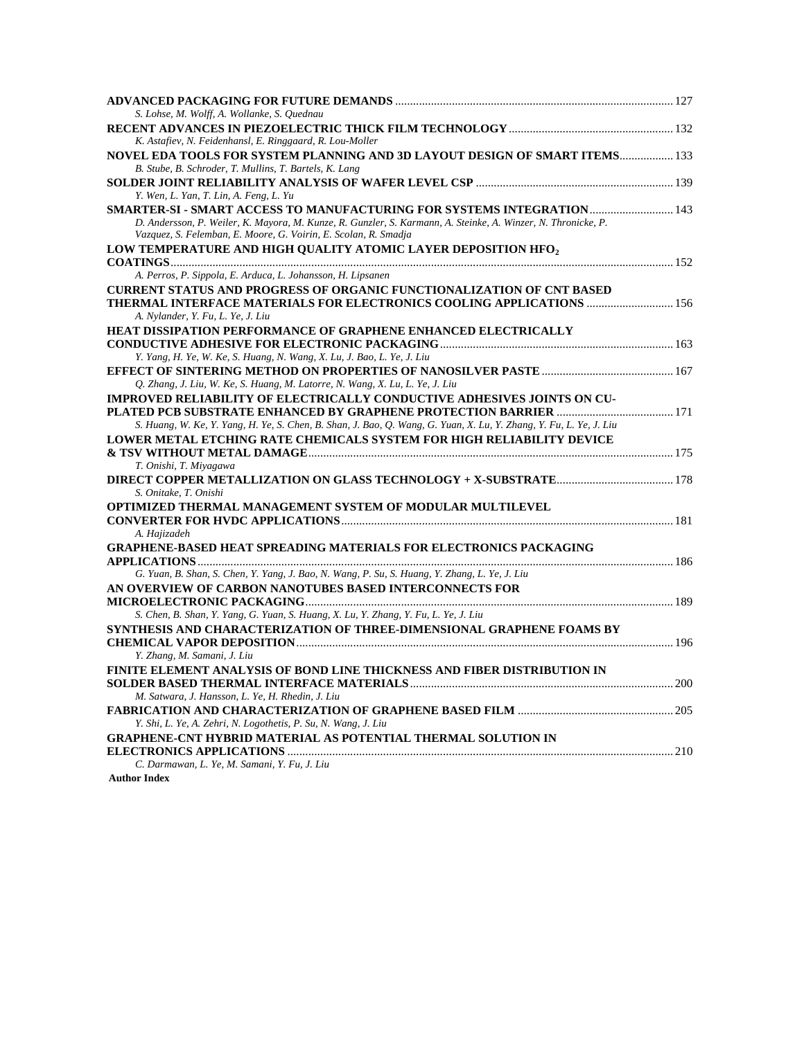**ADVANCED PACKAGING FOR FUTURE DEMANDS** ........................................................................................... 127
*S. Lohse, M. Wolff, A. Wollanke, S. Quednau*

**RECENT ADVANCES IN PIEZOELECTRIC THICK FILM TECHNOLOGY** ...................................................... 132
*K. Astafiev, N. Feidenhansl, E. Ringgaard, R. Lou-Moller*

**NOVEL EDA TOOLS FOR SYSTEM PLANNING AND 3D LAYOUT DESIGN OF SMART ITEMS** .................. 133
*B. Stube, B. Schroder, T. Mullins, T. Bartels, K. Lang*

**SOLDER JOINT RELIABILITY ANALYSIS OF WAFER LEVEL CSP** ................................................................. 139
*Y. Wen, L. Yan, T. Lin, A. Feng, L. Yu*

**SMARTER-SI - SMART ACCESS TO MANUFACTURING FOR SYSTEMS INTEGRATION** ........................... 143
*D. Andersson, P. Weiler, K. Mayora, M. Kunze, R. Gunzler, S. Karmann, A. Steinke, A. Winzer, N. Thronicke, P. Vazquez, S. Felemban, E. Moore, G. Voirin, E. Scolan, R. Smadja*

**LOW TEMPERATURE AND HIGH QUALITY ATOMIC LAYER DEPOSITION $HFO_2$ COATINGS** ..................................................................................................................................................... 152
*A. Perros, P. Sippola, E. Arduca, L. Johansson, H. Lipsanen*

**CURRENT STATUS AND PROGRESS OF ORGANIC FUNCTIONALIZATION OF CNT BASED THERMAL INTERFACE MATERIALS FOR ELECTRONICS COOLING APPLICATIONS** ............................ 156
*A. Nylander, Y. Fu, L. Ye, J. Liu*

**HEAT DISSIPATION PERFORMANCE OF GRAPHENE ENHANCED ELECTRICALLY CONDUCTIVE ADHESIVE FOR ELECTRONIC PACKAGING** ............................................................................ 163
*Y. Yang, H. Ye, W. Ke, S. Huang, N. Wang, X. Lu, J. Bao, L. Ye, J. Liu*

**EFFECT OF SINTERING METHOD ON PROPERTIES OF NANOSILVER PASTE** ........................................... 167
*Q. Zhang, J. Liu, W. Ke, S. Huang, M. Latorre, N. Wang, X. Lu, L. Ye, J. Liu*

**IMPROVED RELIABILITY OF ELECTRICALLY CONDUCTIVE ADHESIVES JOINTS ON CU-PLATED PCB SUBSTRATE ENHANCED BY GRAPHENE PROTECTION BARRIER** ...................................... 171
*S. Huang, W. Ke, Y. Yang, H. Ye, S. Chen, B. Shan, J. Bao, Q. Wang, G. Yuan, X. Lu, Y. Zhang, Y. Fu, L. Ye, J. Liu*

**LOWER METAL ETCHING RATE CHEMICALS SYSTEM FOR HIGH RELIABILITY DEVICE & TSV WITHOUT METAL DAMAGE** ........................................................................................................................ 175
*T. Onishi, T. Miyagawa*

**DIRECT COPPER METALLIZATION ON GLASS TECHNOLOGY + X-SUBSTRATE** ...................................... 178
*S. Onitake, T. Onishi*

**OPTIMIZED THERMAL MANAGEMENT SYSTEM OF MODULAR MULTILEVEL CONVERTER FOR HVDC APPLICATIONS** ............................................................................................................. 181
*A. Hajizadeh*

**GRAPHENE-BASED HEAT SPREADING MATERIALS FOR ELECTRONICS PACKAGING APPLICATIONS** ........................................................................................................................................... 186
*G. Yuan, B. Shan, S. Chen, Y. Yang, J. Bao, N. Wang, P. Su, S. Huang, Y. Zhang, L. Ye, J. Liu*

**AN OVERVIEW OF CARBON NANOTUBES BASED INTERCONNECTS FOR MICROELECTRONIC PACKAGING** ......................................................................................................................... 189
*S. Chen, B. Shan, Y. Yang, G. Yuan, S. Huang, X. Lu, Y. Zhang, Y. Fu, L. Ye, J. Liu*

**SYNTHESIS AND CHARACTERIZATION OF THREE-DIMENSIONAL GRAPHENE FOAMS BY CHEMICAL VAPOR DEPOSITION** .......................................................................................................................... 196
*Y. Zhang, M. Samani, J. Liu*

**FINITE ELEMENT ANALYSIS OF BOND LINE THICKNESS AND FIBER DISTRIBUTION IN SOLDER BASED THERMAL INTERFACE MATERIALS** ...................................................................................... 200
*M. Satwara, J. Hansson, L. Ye, H. Rhedin, J. Liu*

**FABRICATION AND CHARACTERIZATION OF GRAPHENE BASED FILM** .................................................. 205
*Y. Shi, L. Ye, A. Zehri, N. Logothetis, P. Su, N. Wang, J. Liu*

**GRAPHENE-CNT HYBRID MATERIAL AS POTENTIAL THERMAL SOLUTION IN ELECTRONICS APPLICATIONS** .............................................................................................................................. 210
*C. Darmawan, L. Ye, M. Samani, Y. Fu, J. Liu*

**Author Index**